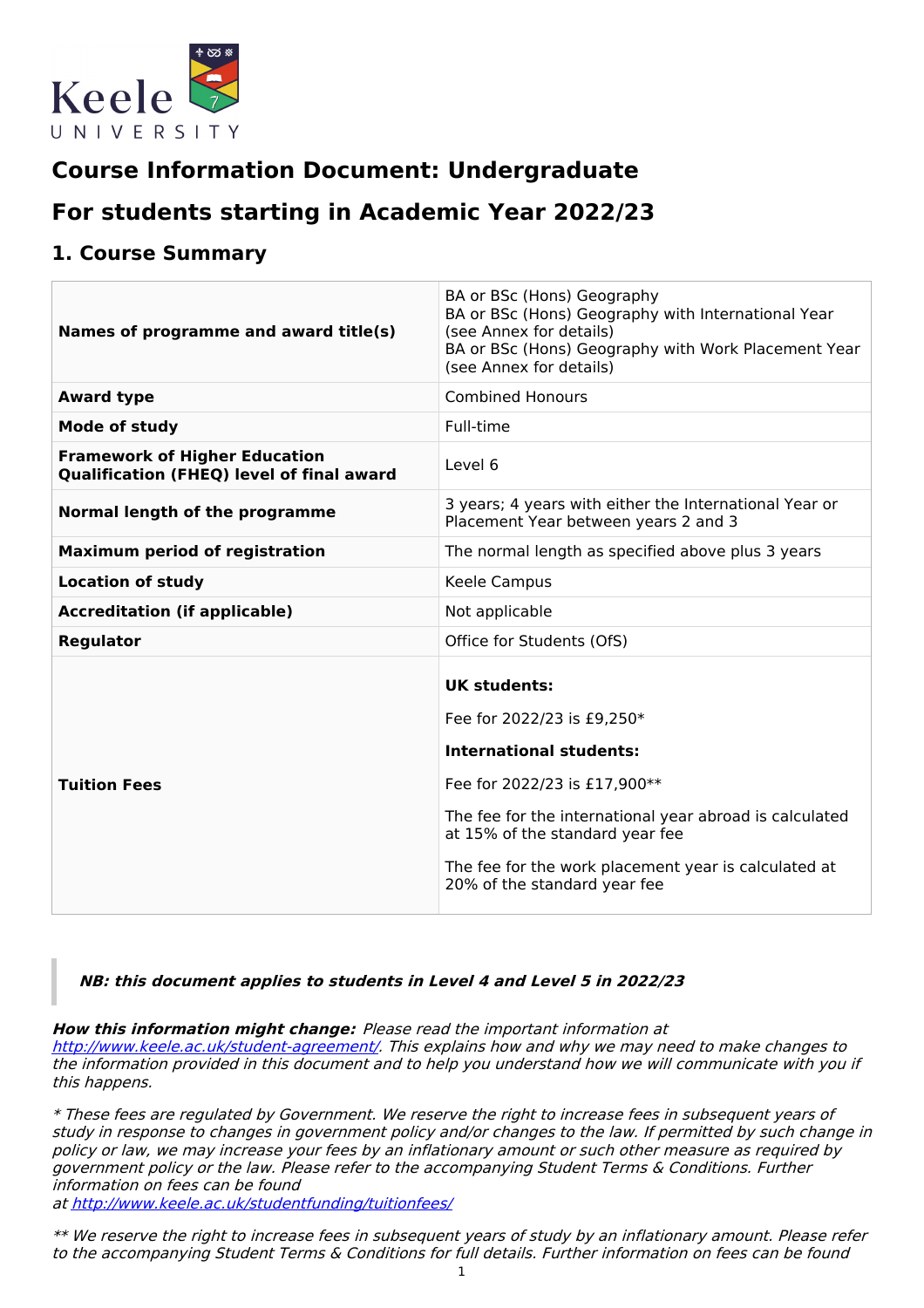# Course Information Document: Undergraduate

# For students starting in Academic Year 2022/23

## 1. Course Summary

| | |
|---|---|
| **Names of programme and award title(s)** | BA or BSc (Hons) Geography<br>BA or BSc (Hons) Geography with International Year (see Annex for details)<br>BA or BSc (Hons) Geography with Work Placement Year (see Annex for details) |
| **Award type** | Combined Honours |
| **Mode of study** | Full-time |
| **Framework of Higher Education Qualification (FHEQ) level of final award** | Level 6 |
| **Normal length of the programme** | 3 years; 4 years with either the International Year or Placement Year between years 2 and 3 |
| **Maximum period of registration** | The normal length as specified above plus 3 years |
| **Location of study** | Keele Campus |
| **Accreditation (if applicable)** | Not applicable |
| **Regulator** | Office for Students (OfS) |
| **Tuition Fees** | **UK students:**<br>Fee for 2022/23 is £9,250*<br>**International students:**<br>Fee for 2022/23 is £17,900**<br>The fee for the international year abroad is calculated at 15% of the standard year fee<br>The fee for the work placement year is calculated at 20% of the standard year fee |

> ***NB: this document applies to students in Level 4 and Level 5 in 2022/23***

***How this information might change:*** *Please read the important information at [http://www.keele.ac.uk/student-agreement/](http://www.keele.ac.uk/student-agreement/). This explains how and why we may need to make changes to the information provided in this document and to help you understand how we will communicate with you if this happens.*

*\* These fees are regulated by Government. We reserve the right to increase fees in subsequent years of study in response to changes in government policy and/or changes to the law. If permitted by such change in policy or law, we may increase your fees by an inflationary amount or such other measure as required by government policy or the law. Please refer to the accompanying Student Terms & Conditions. Further information on fees can be found at [http://www.keele.ac.uk/studentfunding/tuitionfees/](http://www.keele.ac.uk/studentfunding/tuitionfees/)*

*\*\* We reserve the right to increase fees in subsequent years of study by an inflationary amount. Please refer to the accompanying Student Terms & Conditions for full details. Further information on fees can be found*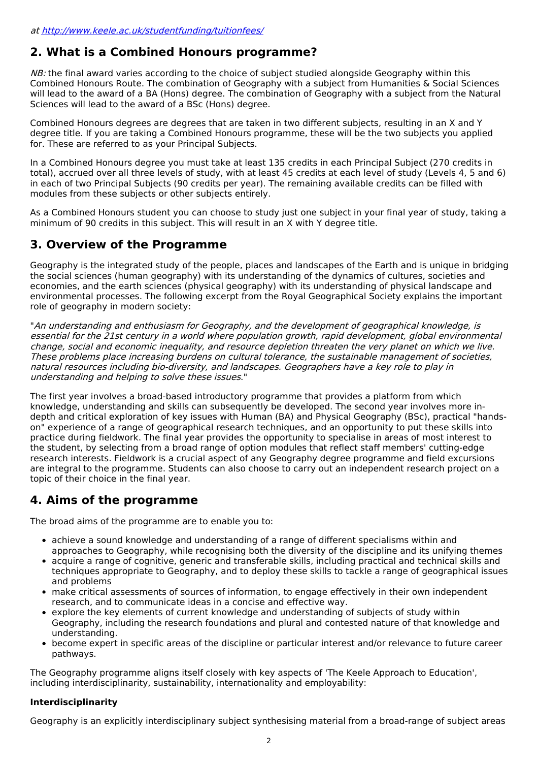at [http://www.keele.ac.uk/studentfunding/tuitionfees/](http://www.keele.ac.uk/studentfunding/tuitionfees/)

## 2. What is a Combined Honours programme?

*NB:* the final award varies according to the choice of subject studied alongside Geography within this Combined Honours Route. The combination of Geography with a subject from Humanities & Social Sciences will lead to the award of a BA (Hons) degree. The combination of Geography with a subject from the Natural Sciences will lead to the award of a BSc (Hons) degree.

Combined Honours degrees are degrees that are taken in two different subjects, resulting in an X and Y degree title. If you are taking a Combined Honours programme, these will be the two subjects you applied for. These are referred to as your Principal Subjects.

In a Combined Honours degree you must take at least 135 credits in each Principal Subject (270 credits in total), accrued over all three levels of study, with at least 45 credits at each level of study (Levels 4, 5 and 6) in each of two Principal Subjects (90 credits per year). The remaining available credits can be filled with modules from these subjects or other subjects entirely.

As a Combined Honours student you can choose to study just one subject in your final year of study, taking a minimum of 90 credits in this subject. This will result in an X with Y degree title.

## 3. Overview of the Programme

Geography is the integrated study of the people, places and landscapes of the Earth and is unique in bridging the social sciences (human geography) with its understanding of the dynamics of cultures, societies and economies, and the earth sciences (physical geography) with its understanding of physical landscape and environmental processes. The following excerpt from the Royal Geographical Society explains the important role of geography in modern society:

"*An understanding and enthusiasm for Geography, and the development of geographical knowledge, is essential for the 21st century in a world where population growth, rapid development, global environmental change, social and economic inequality, and resource depletion threaten the very planet on which we live. These problems place increasing burdens on cultural tolerance, the sustainable management of societies, natural resources including bio-diversity, and landscapes. Geographers have a key role to play in understanding and helping to solve these issues.*"

The first year involves a broad-based introductory programme that provides a platform from which knowledge, understanding and skills can subsequently be developed. The second year involves more in-depth and critical exploration of key issues with Human (BA) and Physical Geography (BSc), practical "hands-on" experience of a range of geographical research techniques, and an opportunity to put these skills into practice during fieldwork. The final year provides the opportunity to specialise in areas of most interest to the student, by selecting from a broad range of option modules that reflect staff members' cutting-edge research interests. Fieldwork is a crucial aspect of any Geography degree programme and field excursions are integral to the programme. Students can also choose to carry out an independent research project on a topic of their choice in the final year.

## 4. Aims of the programme

The broad aims of the programme are to enable you to:

- achieve a sound knowledge and understanding of a range of different specialisms within and approaches to Geography, while recognising both the diversity of the discipline and its unifying themes
- acquire a range of cognitive, generic and transferable skills, including practical and technical skills and techniques appropriate to Geography, and to deploy these skills to tackle a range of geographical issues and problems
- make critical assessments of sources of information, to engage effectively in their own independent research, and to communicate ideas in a concise and effective way.
- explore the key elements of current knowledge and understanding of subjects of study within Geography, including the research foundations and plural and contested nature of that knowledge and understanding.
- become expert in specific areas of the discipline or particular interest and/or relevance to future career pathways.

The Geography programme aligns itself closely with key aspects of 'The Keele Approach to Education', including interdisciplinarity, sustainability, internationality and employability:

**Interdisciplinarity**

Geography is an explicitly interdisciplinary subject synthesising material from a broad-range of subject areas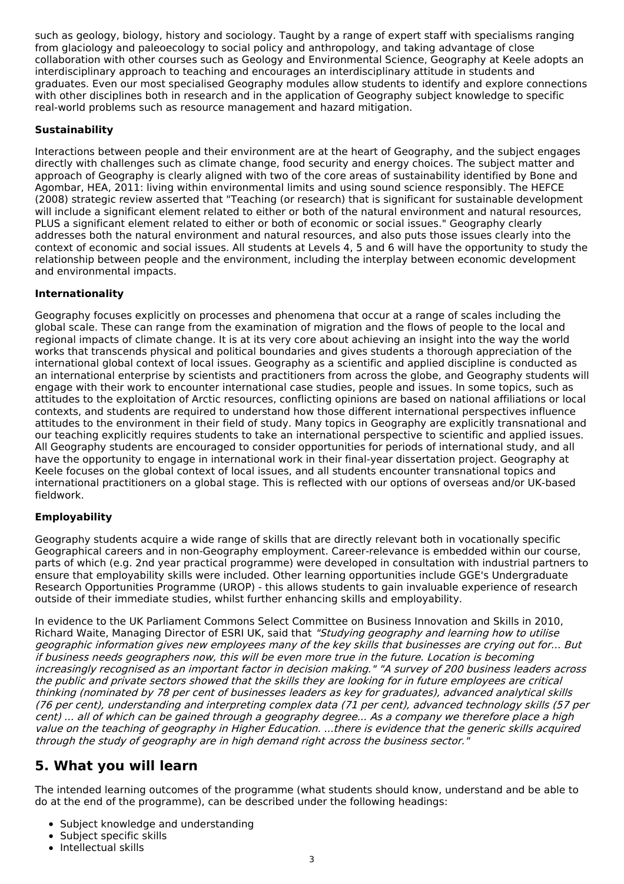such as geology, biology, history and sociology. Taught by a range of expert staff with specialisms ranging from glaciology and paleoecology to social policy and anthropology, and taking advantage of close collaboration with other courses such as Geology and Environmental Science, Geography at Keele adopts an interdisciplinary approach to teaching and encourages an interdisciplinary attitude in students and graduates. Even our most specialised Geography modules allow students to identify and explore connections with other disciplines both in research and in the application of Geography subject knowledge to specific real-world problems such as resource management and hazard mitigation.

**Sustainability**

Interactions between people and their environment are at the heart of Geography, and the subject engages directly with challenges such as climate change, food security and energy choices. The subject matter and approach of Geography is clearly aligned with two of the core areas of sustainability identified by Bone and Agombar, HEA, 2011: living within environmental limits and using sound science responsibly. The HEFCE (2008) strategic review asserted that "Teaching (or research) that is significant for sustainable development will include a significant element related to either or both of the natural environment and natural resources, PLUS a significant element related to either or both of economic or social issues." Geography clearly addresses both the natural environment and natural resources, and also puts those issues clearly into the context of economic and social issues. All students at Levels 4, 5 and 6 will have the opportunity to study the relationship between people and the environment, including the interplay between economic development and environmental impacts.

**Internationality**

Geography focuses explicitly on processes and phenomena that occur at a range of scales including the global scale. These can range from the examination of migration and the flows of people to the local and regional impacts of climate change. It is at its very core about achieving an insight into the way the world works that transcends physical and political boundaries and gives students a thorough appreciation of the international global context of local issues. Geography as a scientific and applied discipline is conducted as an international enterprise by scientists and practitioners from across the globe, and Geography students will engage with their work to encounter international case studies, people and issues. In some topics, such as attitudes to the exploitation of Arctic resources, conflicting opinions are based on national affiliations or local contexts, and students are required to understand how those different international perspectives influence attitudes to the environment in their field of study. Many topics in Geography are explicitly transnational and our teaching explicitly requires students to take an international perspective to scientific and applied issues. All Geography students are encouraged to consider opportunities for periods of international study, and all have the opportunity to engage in international work in their final-year dissertation project. Geography at Keele focuses on the global context of local issues, and all students encounter transnational topics and international practitioners on a global stage. This is reflected with our options of overseas and/or UK-based fieldwork.

**Employability**

Geography students acquire a wide range of skills that are directly relevant both in vocationally specific Geographical careers and in non-Geography employment. Career-relevance is embedded within our course, parts of which (e.g. 2nd year practical programme) were developed in consultation with industrial partners to ensure that employability skills were included. Other learning opportunities include GGE's Undergraduate Research Opportunities Programme (UROP) - this allows students to gain invaluable experience of research outside of their immediate studies, whilst further enhancing skills and employability.

In evidence to the UK Parliament Commons Select Committee on Business Innovation and Skills in 2010, Richard Waite, Managing Director of ESRI UK, said that *"Studying geography and learning how to utilise geographic information gives new employees many of the key skills that businesses are crying out for... But if business needs geographers now, this will be even more true in the future. Location is becoming increasingly recognised as an important factor in decision making." "A survey of 200 business leaders across the public and private sectors showed that the skills they are looking for in future employees are critical thinking (nominated by 78 per cent of businesses leaders as key for graduates), advanced analytical skills (76 per cent), understanding and interpreting complex data (71 per cent), advanced technology skills (57 per cent) ... all of which can be gained through a geography degree... As a company we therefore place a high value on the teaching of geography in Higher Education. ...there is evidence that the generic skills acquired through the study of geography are in high demand right across the business sector."*

## 5. What you will learn

The intended learning outcomes of the programme (what students should know, understand and be able to do at the end of the programme), can be described under the following headings:

- Subject knowledge and understanding
- Subject specific skills
- Intellectual skills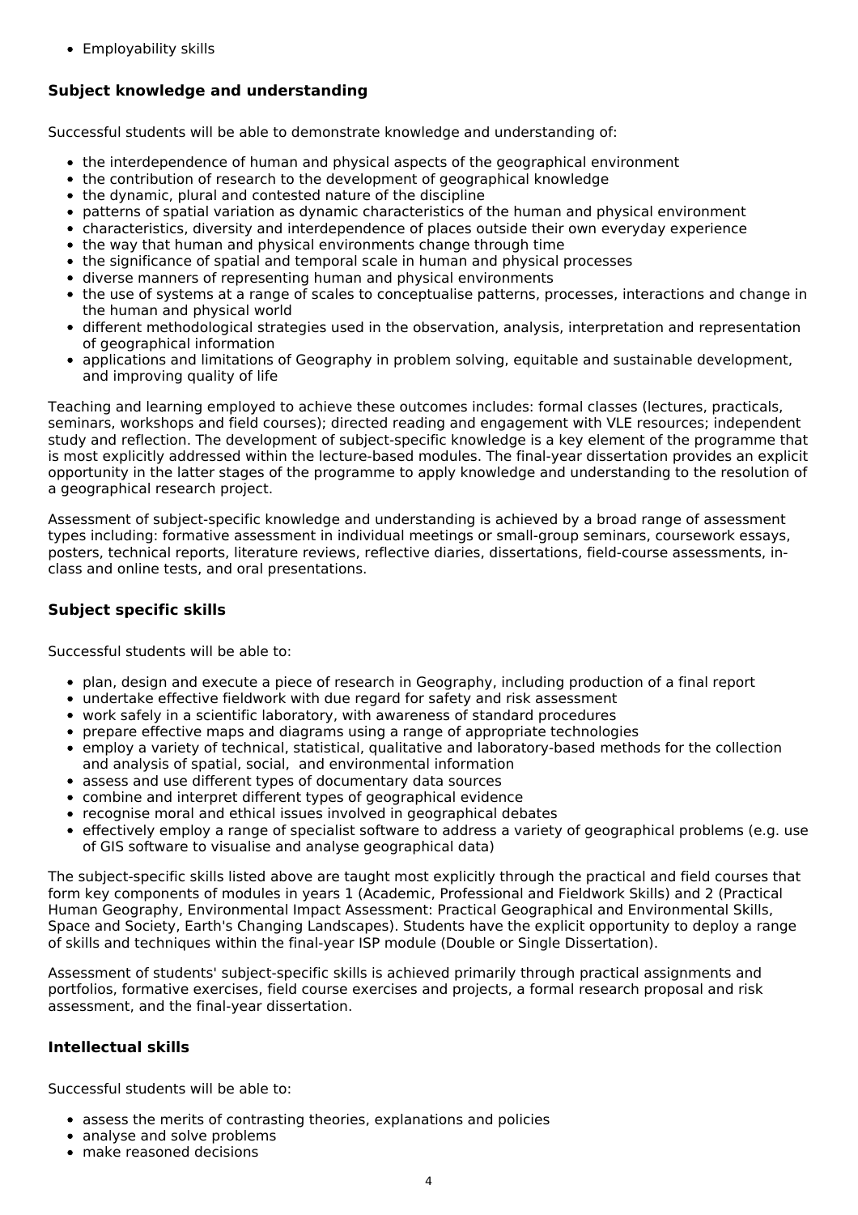- Employability skills

### Subject knowledge and understanding

Successful students will be able to demonstrate knowledge and understanding of:

- the interdependence of human and physical aspects of the geographical environment
- the contribution of research to the development of geographical knowledge
- the dynamic, plural and contested nature of the discipline
- patterns of spatial variation as dynamic characteristics of the human and physical environment
- characteristics, diversity and interdependence of places outside their own everyday experience
- the way that human and physical environments change through time
- the significance of spatial and temporal scale in human and physical processes
- diverse manners of representing human and physical environments
- the use of systems at a range of scales to conceptualise patterns, processes, interactions and change in the human and physical world
- different methodological strategies used in the observation, analysis, interpretation and representation of geographical information
- applications and limitations of Geography in problem solving, equitable and sustainable development, and improving quality of life

Teaching and learning employed to achieve these outcomes includes: formal classes (lectures, practicals, seminars, workshops and field courses); directed reading and engagement with VLE resources; independent study and reflection. The development of subject-specific knowledge is a key element of the programme that is most explicitly addressed within the lecture-based modules. The final-year dissertation provides an explicit opportunity in the latter stages of the programme to apply knowledge and understanding to the resolution of a geographical research project.

Assessment of subject-specific knowledge and understanding is achieved by a broad range of assessment types including: formative assessment in individual meetings or small-group seminars, coursework essays, posters, technical reports, literature reviews, reflective diaries, dissertations, field-course assessments, in-class and online tests, and oral presentations.

### Subject specific skills

Successful students will be able to:

- plan, design and execute a piece of research in Geography, including production of a final report
- undertake effective fieldwork with due regard for safety and risk assessment
- work safely in a scientific laboratory, with awareness of standard procedures
- prepare effective maps and diagrams using a range of appropriate technologies
- employ a variety of technical, statistical, qualitative and laboratory-based methods for the collection and analysis of spatial, social, and environmental information
- assess and use different types of documentary data sources
- combine and interpret different types of geographical evidence
- recognise moral and ethical issues involved in geographical debates
- effectively employ a range of specialist software to address a variety of geographical problems (e.g. use of GIS software to visualise and analyse geographical data)

The subject-specific skills listed above are taught most explicitly through the practical and field courses that form key components of modules in years 1 (Academic, Professional and Fieldwork Skills) and 2 (Practical Human Geography, Environmental Impact Assessment: Practical Geographical and Environmental Skills, Space and Society, Earth's Changing Landscapes). Students have the explicit opportunity to deploy a range of skills and techniques within the final-year ISP module (Double or Single Dissertation).

Assessment of students' subject-specific skills is achieved primarily through practical assignments and portfolios, formative exercises, field course exercises and projects, a formal research proposal and risk assessment, and the final-year dissertation.

### Intellectual skills

Successful students will be able to:

- assess the merits of contrasting theories, explanations and policies
- analyse and solve problems
- make reasoned decisions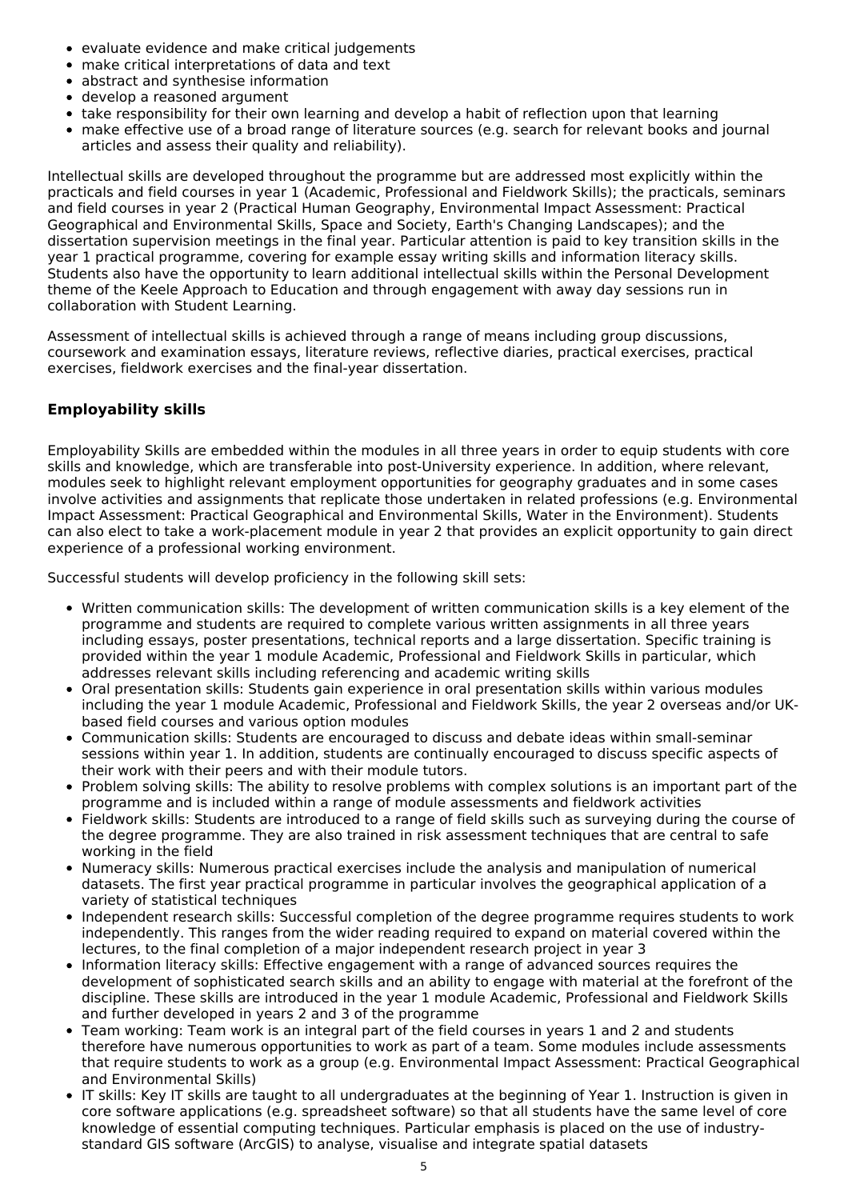- evaluate evidence and make critical judgements
- make critical interpretations of data and text
- abstract and synthesise information
- develop a reasoned argument
- take responsibility for their own learning and develop a habit of reflection upon that learning
- make effective use of a broad range of literature sources (e.g. search for relevant books and journal articles and assess their quality and reliability).

Intellectual skills are developed throughout the programme but are addressed most explicitly within the practicals and field courses in year 1 (Academic, Professional and Fieldwork Skills); the practicals, seminars and field courses in year 2 (Practical Human Geography, Environmental Impact Assessment: Practical Geographical and Environmental Skills, Space and Society, Earth's Changing Landscapes); and the dissertation supervision meetings in the final year. Particular attention is paid to key transition skills in the year 1 practical programme, covering for example essay writing skills and information literacy skills. Students also have the opportunity to learn additional intellectual skills within the Personal Development theme of the Keele Approach to Education and through engagement with away day sessions run in collaboration with Student Learning.

Assessment of intellectual skills is achieved through a range of means including group discussions, coursework and examination essays, literature reviews, reflective diaries, practical exercises, practical exercises, fieldwork exercises and the final-year dissertation.

### Employability skills

Employability Skills are embedded within the modules in all three years in order to equip students with core skills and knowledge, which are transferable into post-University experience. In addition, where relevant, modules seek to highlight relevant employment opportunities for geography graduates and in some cases involve activities and assignments that replicate those undertaken in related professions (e.g. Environmental Impact Assessment: Practical Geographical and Environmental Skills, Water in the Environment). Students can also elect to take a work-placement module in year 2 that provides an explicit opportunity to gain direct experience of a professional working environment.

Successful students will develop proficiency in the following skill sets:

- Written communication skills: The development of written communication skills is a key element of the programme and students are required to complete various written assignments in all three years including essays, poster presentations, technical reports and a large dissertation. Specific training is provided within the year 1 module Academic, Professional and Fieldwork Skills in particular, which addresses relevant skills including referencing and academic writing skills
- Oral presentation skills: Students gain experience in oral presentation skills within various modules including the year 1 module Academic, Professional and Fieldwork Skills, the year 2 overseas and/or UK-based field courses and various option modules
- Communication skills: Students are encouraged to discuss and debate ideas within small-seminar sessions within year 1. In addition, students are continually encouraged to discuss specific aspects of their work with their peers and with their module tutors.
- Problem solving skills: The ability to resolve problems with complex solutions is an important part of the programme and is included within a range of module assessments and fieldwork activities
- Fieldwork skills: Students are introduced to a range of field skills such as surveying during the course of the degree programme. They are also trained in risk assessment techniques that are central to safe working in the field
- Numeracy skills: Numerous practical exercises include the analysis and manipulation of numerical datasets. The first year practical programme in particular involves the geographical application of a variety of statistical techniques
- Independent research skills: Successful completion of the degree programme requires students to work independently. This ranges from the wider reading required to expand on material covered within the lectures, to the final completion of a major independent research project in year 3
- Information literacy skills: Effective engagement with a range of advanced sources requires the development of sophisticated search skills and an ability to engage with material at the forefront of the discipline. These skills are introduced in the year 1 module Academic, Professional and Fieldwork Skills and further developed in years 2 and 3 of the programme
- Team working: Team work is an integral part of the field courses in years 1 and 2 and students therefore have numerous opportunities to work as part of a team. Some modules include assessments that require students to work as a group (e.g. Environmental Impact Assessment: Practical Geographical and Environmental Skills)
- IT skills: Key IT skills are taught to all undergraduates at the beginning of Year 1. Instruction is given in core software applications (e.g. spreadsheet software) so that all students have the same level of core knowledge of essential computing techniques. Particular emphasis is placed on the use of industry-standard GIS software (ArcGIS) to analyse, visualise and integrate spatial datasets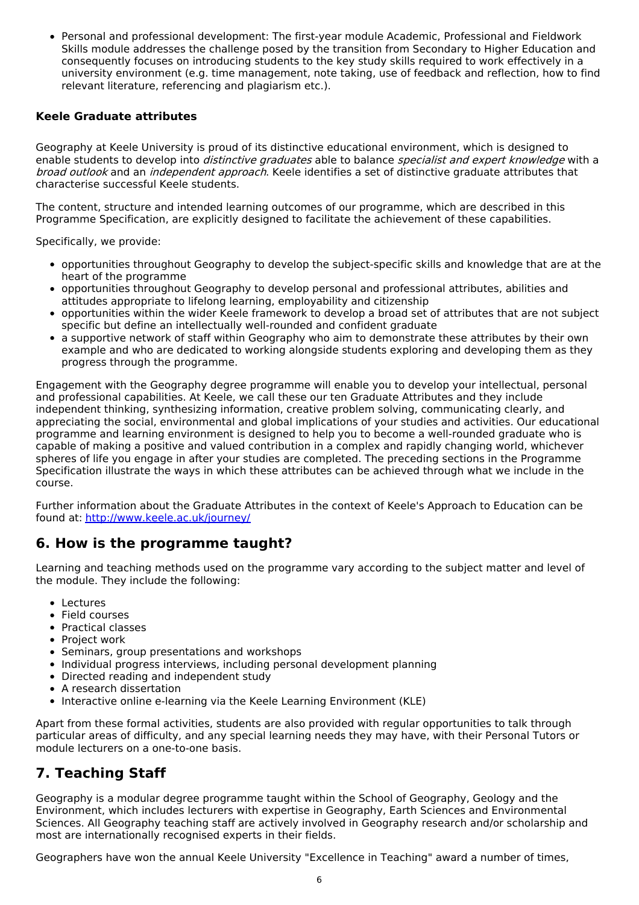- Personal and professional development: The first-year module Academic, Professional and Fieldwork Skills module addresses the challenge posed by the transition from Secondary to Higher Education and consequently focuses on introducing students to the key study skills required to work effectively in a university environment (e.g. time management, note taking, use of feedback and reflection, how to find relevant literature, referencing and plagiarism etc.).

**Keele Graduate attributes**

Geography at Keele University is proud of its distinctive educational environment, which is designed to enable students to develop into *distinctive graduates* able to balance *specialist and expert knowledge* with a *broad outlook* and an *independent approach*. Keele identifies a set of distinctive graduate attributes that characterise successful Keele students.

The content, structure and intended learning outcomes of our programme, which are described in this Programme Specification, are explicitly designed to facilitate the achievement of these capabilities.

Specifically, we provide:

- opportunities throughout Geography to develop the subject-specific skills and knowledge that are at the heart of the programme
- opportunities throughout Geography to develop personal and professional attributes, abilities and attitudes appropriate to lifelong learning, employability and citizenship
- opportunities within the wider Keele framework to develop a broad set of attributes that are not subject specific but define an intellectually well-rounded and confident graduate
- a supportive network of staff within Geography who aim to demonstrate these attributes by their own example and who are dedicated to working alongside students exploring and developing them as they progress through the programme.

Engagement with the Geography degree programme will enable you to develop your intellectual, personal and professional capabilities. At Keele, we call these our ten Graduate Attributes and they include independent thinking, synthesizing information, creative problem solving, communicating clearly, and appreciating the social, environmental and global implications of your studies and activities. Our educational programme and learning environment is designed to help you to become a well-rounded graduate who is capable of making a positive and valued contribution in a complex and rapidly changing world, whichever spheres of life you engage in after your studies are completed. The preceding sections in the Programme Specification illustrate the ways in which these attributes can be achieved through what we include in the course.

Further information about the Graduate Attributes in the context of Keele's Approach to Education can be found at: [http://www.keele.ac.uk/journey/](http://www.keele.ac.uk/journey/)

## 6. How is the programme taught?

Learning and teaching methods used on the programme vary according to the subject matter and level of the module. They include the following:

- Lectures
- Field courses
- Practical classes
- Project work
- Seminars, group presentations and workshops
- Individual progress interviews, including personal development planning
- Directed reading and independent study
- A research dissertation
- Interactive online e-learning via the Keele Learning Environment (KLE)

Apart from these formal activities, students are also provided with regular opportunities to talk through particular areas of difficulty, and any special learning needs they may have, with their Personal Tutors or module lecturers on a one-to-one basis.

## 7. Teaching Staff

Geography is a modular degree programme taught within the School of Geography, Geology and the Environment, which includes lecturers with expertise in Geography, Earth Sciences and Environmental Sciences. All Geography teaching staff are actively involved in Geography research and/or scholarship and most are internationally recognised experts in their fields.

Geographers have won the annual Keele University "Excellence in Teaching" award a number of times,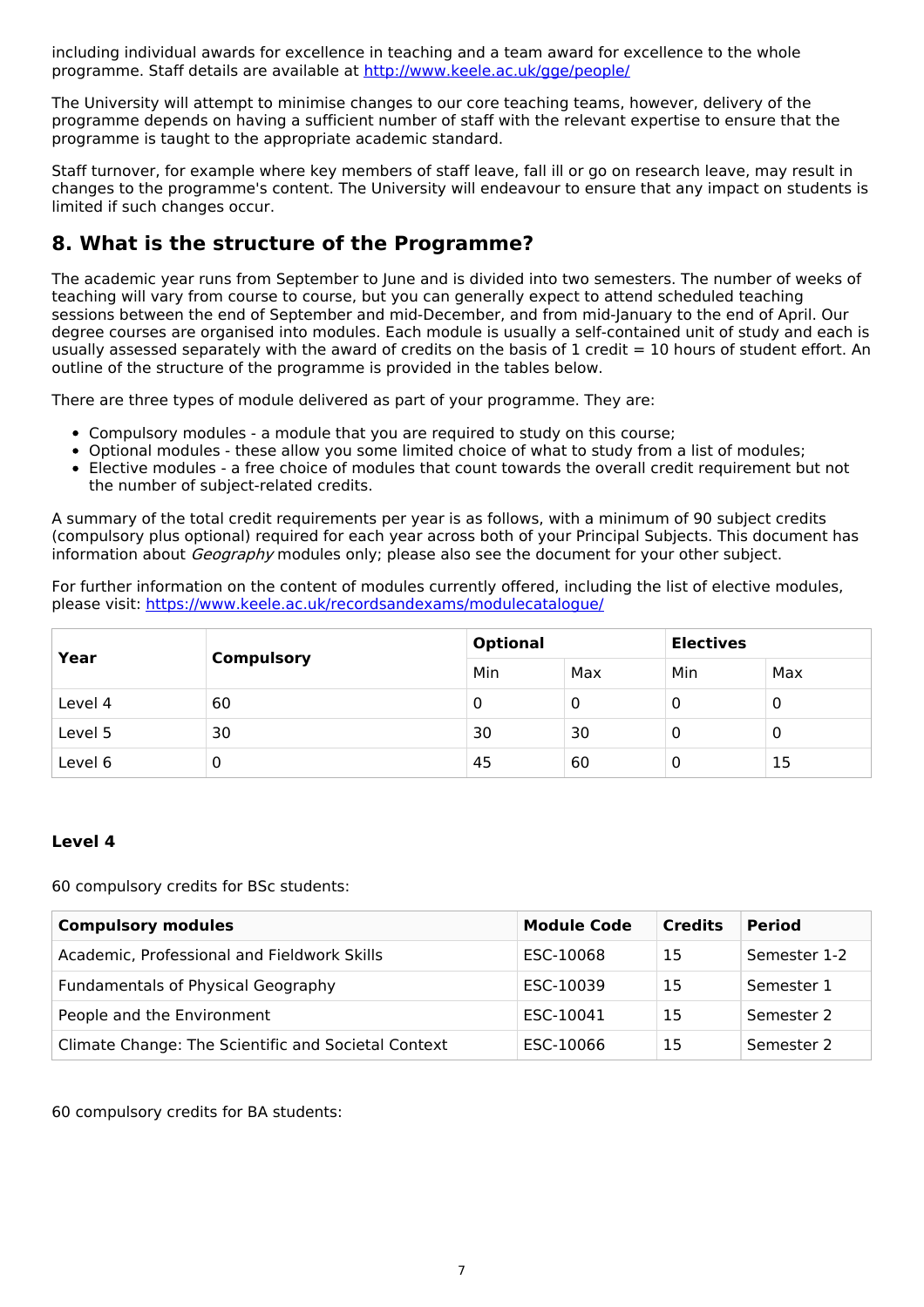including individual awards for excellence in teaching and a team award for excellence to the whole programme. Staff details are available at http://www.keele.ac.uk/gge/people/

The University will attempt to minimise changes to our core teaching teams, however, delivery of the programme depends on having a sufficient number of staff with the relevant expertise to ensure that the programme is taught to the appropriate academic standard.

Staff turnover, for example where key members of staff leave, fall ill or go on research leave, may result in changes to the programme's content. The University will endeavour to ensure that any impact on students is limited if such changes occur.

## 8. What is the structure of the Programme?

The academic year runs from September to June and is divided into two semesters. The number of weeks of teaching will vary from course to course, but you can generally expect to attend scheduled teaching sessions between the end of September and mid-December, and from mid-January to the end of April. Our degree courses are organised into modules. Each module is usually a self-contained unit of study and each is usually assessed separately with the award of credits on the basis of 1 credit = 10 hours of student effort. An outline of the structure of the programme is provided in the tables below.

There are three types of module delivered as part of your programme. They are:

- Compulsory modules - a module that you are required to study on this course;
- Optional modules - these allow you some limited choice of what to study from a list of modules;
- Elective modules - a free choice of modules that count towards the overall credit requirement but not the number of subject-related credits.

A summary of the total credit requirements per year is as follows, with a minimum of 90 subject credits (compulsory plus optional) required for each year across both of your Principal Subjects. This document has information about *Geography* modules only; please also see the document for your other subject.

For further information on the content of modules currently offered, including the list of elective modules, please visit: https://www.keele.ac.uk/recordsandexams/modulecatalogue/

| Year | Compulsory | Optional | | Electives | |
|---|---|---|---|---|---|
| | | Min | Max | Min | Max |
| Level 4 | 60 | 0 | 0 | 0 | 0 |
| Level 5 | 30 | 30 | 30 | 0 | 0 |
| Level 6 | 0 | 45 | 60 | 0 | 15 |

### Level 4

60 compulsory credits for BSc students:

| Compulsory modules | Module Code | Credits | Period |
|---|---|---|---|
| Academic, Professional and Fieldwork Skills | ESC-10068 | 15 | Semester 1-2 |
| Fundamentals of Physical Geography | ESC-10039 | 15 | Semester 1 |
| People and the Environment | ESC-10041 | 15 | Semester 2 |
| Climate Change: The Scientific and Societal Context | ESC-10066 | 15 | Semester 2 |

60 compulsory credits for BA students: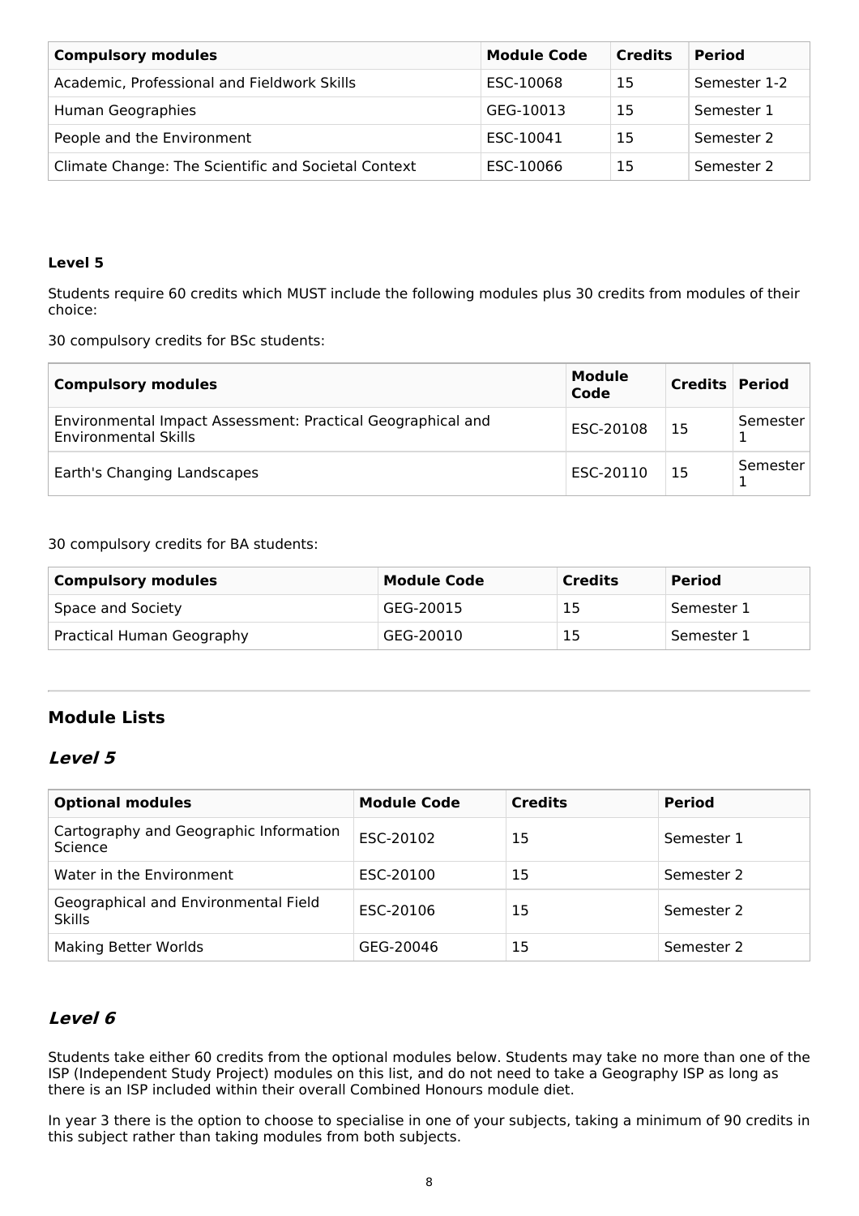| Compulsory modules | Module Code | Credits | Period |
|---|---|---|---|
| Academic, Professional and Fieldwork Skills | ESC-10068 | 15 | Semester 1-2 |
| Human Geographies | GEG-10013 | 15 | Semester 1 |
| People and the Environment | ESC-10041 | 15 | Semester 2 |
| Climate Change: The Scientific and Societal Context | ESC-10066 | 15 | Semester 2 |

**Level 5**

Students require 60 credits which MUST include the following modules plus 30 credits from modules of their choice:

30 compulsory credits for BSc students:

| Compulsory modules | Module Code | Credits | Period |
|---|---|---|---|
| Environmental Impact Assessment: Practical Geographical and Environmental Skills | ESC-20108 | 15 | Semester 1 |
| Earth's Changing Landscapes | ESC-20110 | 15 | Semester 1 |

30 compulsory credits for BA students:

| Compulsory modules | Module Code | Credits | Period |
|---|---|---|---|
| Space and Society | GEG-20015 | 15 | Semester 1 |
| Practical Human Geography | GEG-20010 | 15 | Semester 1 |

## Module Lists

### *Level 5*

| Optional modules | Module Code | Credits | Period |
|---|---|---|---|
| Cartography and Geographic Information Science | ESC-20102 | 15 | Semester 1 |
| Water in the Environment | ESC-20100 | 15 | Semester 2 |
| Geographical and Environmental Field Skills | ESC-20106 | 15 | Semester 2 |
| Making Better Worlds | GEG-20046 | 15 | Semester 2 |

### *Level 6*

Students take either 60 credits from the optional modules below. Students may take no more than one of the ISP (Independent Study Project) modules on this list, and do not need to take a Geography ISP as long as there is an ISP included within their overall Combined Honours module diet.

In year 3 there is the option to choose to specialise in one of your subjects, taking a minimum of 90 credits in this subject rather than taking modules from both subjects.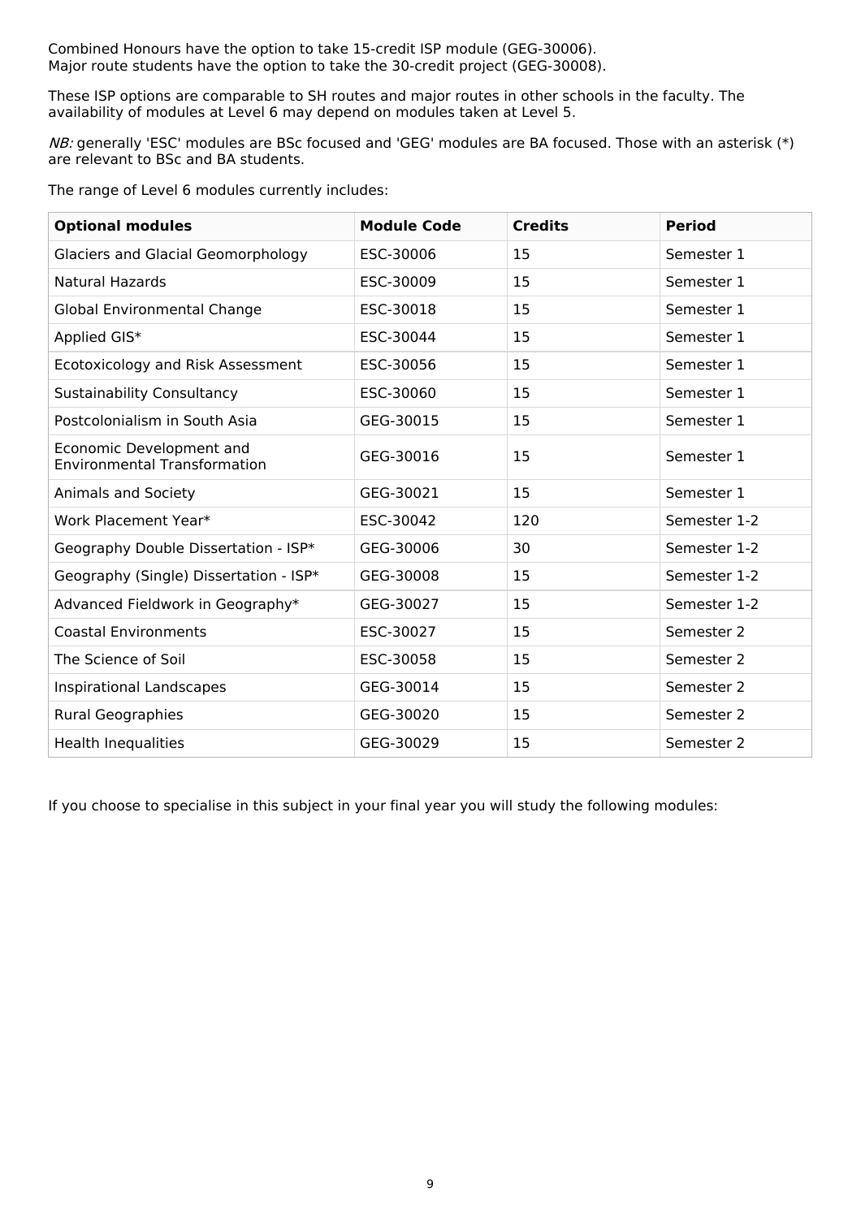Combined Honours have the option to take 15-credit ISP module (GEG-30006).
Major route students have the option to take the 30-credit project (GEG-30008).

These ISP options are comparable to SH routes and major routes in other schools in the faculty. The availability of modules at Level 6 may depend on modules taken at Level 5.

*NB:* generally 'ESC' modules are BSc focused and 'GEG' modules are BA focused. Those with an asterisk (*) are relevant to BSc and BA students.

The range of Level 6 modules currently includes:

| Optional modules | Module Code | Credits | Period |
|---|---|---|---|
| Glaciers and Glacial Geomorphology | ESC-30006 | 15 | Semester 1 |
| Natural Hazards | ESC-30009 | 15 | Semester 1 |
| Global Environmental Change | ESC-30018 | 15 | Semester 1 |
| Applied GIS* | ESC-30044 | 15 | Semester 1 |
| Ecotoxicology and Risk Assessment | ESC-30056 | 15 | Semester 1 |
| Sustainability Consultancy | ESC-30060 | 15 | Semester 1 |
| Postcolonialism in South Asia | GEG-30015 | 15 | Semester 1 |
| Economic Development and Environmental Transformation | GEG-30016 | 15 | Semester 1 |
| Animals and Society | GEG-30021 | 15 | Semester 1 |
| Work Placement Year* | ESC-30042 | 120 | Semester 1-2 |
| Geography Double Dissertation - ISP* | GEG-30006 | 30 | Semester 1-2 |
| Geography (Single) Dissertation - ISP* | GEG-30008 | 15 | Semester 1-2 |
| Advanced Fieldwork in Geography* | GEG-30027 | 15 | Semester 1-2 |
| Coastal Environments | ESC-30027 | 15 | Semester 2 |
| The Science of Soil | ESC-30058 | 15 | Semester 2 |
| Inspirational Landscapes | GEG-30014 | 15 | Semester 2 |
| Rural Geographies | GEG-30020 | 15 | Semester 2 |
| Health Inequalities | GEG-30029 | 15 | Semester 2 |

If you choose to specialise in this subject in your final year you will study the following modules: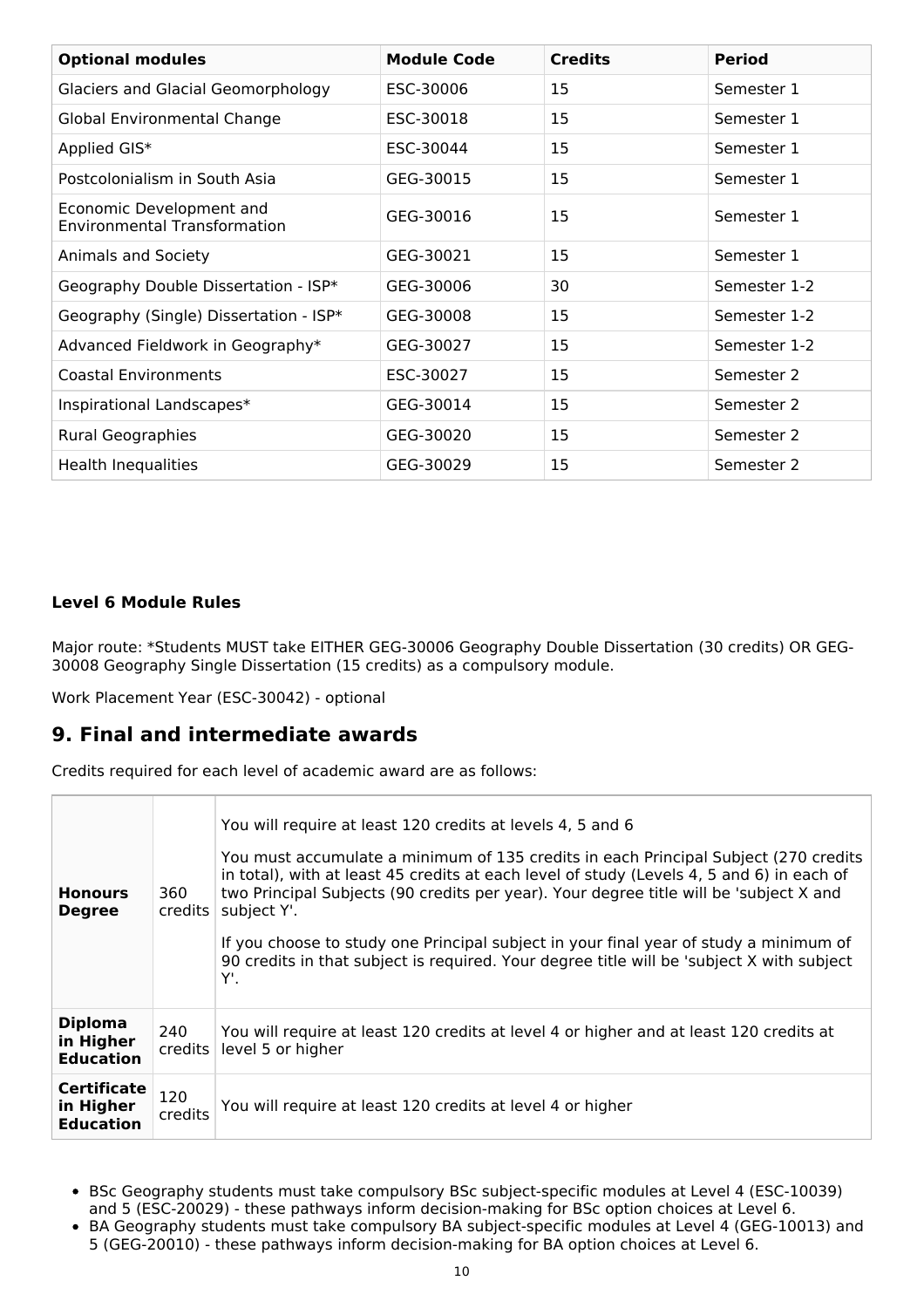| Optional modules | Module Code | Credits | Period |
|---|---|---|---|
| Glaciers and Glacial Geomorphology | ESC-30006 | 15 | Semester 1 |
| Global Environmental Change | ESC-30018 | 15 | Semester 1 |
| Applied GIS* | ESC-30044 | 15 | Semester 1 |
| Postcolonialism in South Asia | GEG-30015 | 15 | Semester 1 |
| Economic Development and Environmental Transformation | GEG-30016 | 15 | Semester 1 |
| Animals and Society | GEG-30021 | 15 | Semester 1 |
| Geography Double Dissertation - ISP* | GEG-30006 | 30 | Semester 1-2 |
| Geography (Single) Dissertation - ISP* | GEG-30008 | 15 | Semester 1-2 |
| Advanced Fieldwork in Geography* | GEG-30027 | 15 | Semester 1-2 |
| Coastal Environments | ESC-30027 | 15 | Semester 2 |
| Inspirational Landscapes* | GEG-30014 | 15 | Semester 2 |
| Rural Geographies | GEG-30020 | 15 | Semester 2 |
| Health Inequalities | GEG-30029 | 15 | Semester 2 |

**Level 6 Module Rules**

Major route: *Students MUST take EITHER GEG-30006 Geography Double Dissertation (30 credits) OR GEG-30008 Geography Single Dissertation (15 credits) as a compulsory module.

Work Placement Year (ESC-30042) - optional

## 9. Final and intermediate awards

Credits required for each level of academic award are as follows:

| | | |
|---|---|---|
| **Honours Degree** | 360 credits | You will require at least 120 credits at levels 4, 5 and 6<br><br>You must accumulate a minimum of 135 credits in each Principal Subject (270 credits in total), with at least 45 credits at each level of study (Levels 4, 5 and 6) in each of two Principal Subjects (90 credits per year). Your degree title will be 'subject X and subject Y'.<br><br>If you choose to study one Principal subject in your final year of study a minimum of 90 credits in that subject is required. Your degree title will be 'subject X with subject Y'. |
| **Diploma in Higher Education** | 240 credits | You will require at least 120 credits at level 4 or higher and at least 120 credits at level 5 or higher |
| **Certificate in Higher Education** | 120 credits | You will require at least 120 credits at level 4 or higher |

- BSc Geography students must take compulsory BSc subject-specific modules at Level 4 (ESC-10039) and 5 (ESC-20029) - these pathways inform decision-making for BSc option choices at Level 6.
- BA Geography students must take compulsory BA subject-specific modules at Level 4 (GEG-10013) and 5 (GEG-20010) - these pathways inform decision-making for BA option choices at Level 6.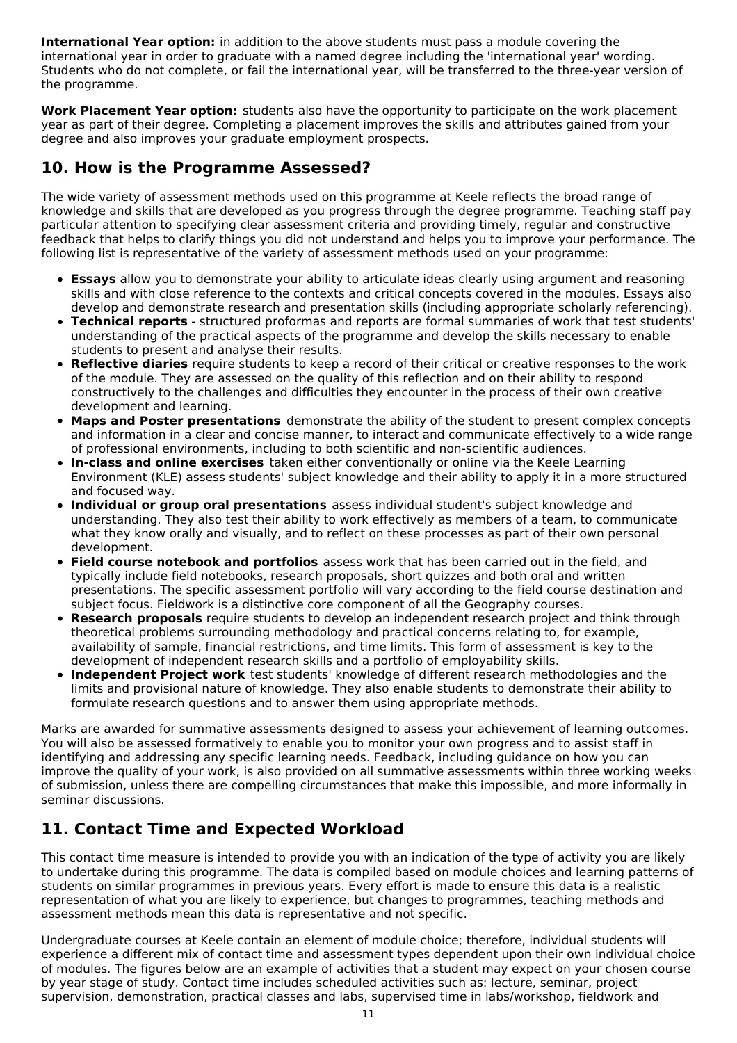**International Year option:** in addition to the above students must pass a module covering the international year in order to graduate with a named degree including the 'international year' wording. Students who do not complete, or fail the international year, will be transferred to the three-year version of the programme.

**Work Placement Year option:** students also have the opportunity to participate on the work placement year as part of their degree. Completing a placement improves the skills and attributes gained from your degree and also improves your graduate employment prospects.

## 10. How is the Programme Assessed?

The wide variety of assessment methods used on this programme at Keele reflects the broad range of knowledge and skills that are developed as you progress through the degree programme. Teaching staff pay particular attention to specifying clear assessment criteria and providing timely, regular and constructive feedback that helps to clarify things you did not understand and helps you to improve your performance. The following list is representative of the variety of assessment methods used on your programme:

- **Essays** allow you to demonstrate your ability to articulate ideas clearly using argument and reasoning skills and with close reference to the contexts and critical concepts covered in the modules. Essays also develop and demonstrate research and presentation skills (including appropriate scholarly referencing).
- **Technical reports** - structured proformas and reports are formal summaries of work that test students' understanding of the practical aspects of the programme and develop the skills necessary to enable students to present and analyse their results.
- **Reflective diaries** require students to keep a record of their critical or creative responses to the work of the module. They are assessed on the quality of this reflection and on their ability to respond constructively to the challenges and difficulties they encounter in the process of their own creative development and learning.
- **Maps and Poster presentations** demonstrate the ability of the student to present complex concepts and information in a clear and concise manner, to interact and communicate effectively to a wide range of professional environments, including to both scientific and non-scientific audiences.
- **In-class and online exercises** taken either conventionally or online via the Keele Learning Environment (KLE) assess students' subject knowledge and their ability to apply it in a more structured and focused way.
- **Individual or group oral presentations** assess individual student's subject knowledge and understanding. They also test their ability to work effectively as members of a team, to communicate what they know orally and visually, and to reflect on these processes as part of their own personal development.
- **Field course notebook and portfolios** assess work that has been carried out in the field, and typically include field notebooks, research proposals, short quizzes and both oral and written presentations. The specific assessment portfolio will vary according to the field course destination and subject focus. Fieldwork is a distinctive core component of all the Geography courses.
- **Research proposals** require students to develop an independent research project and think through theoretical problems surrounding methodology and practical concerns relating to, for example, availability of sample, financial restrictions, and time limits. This form of assessment is key to the development of independent research skills and a portfolio of employability skills.
- **Independent Project work** test students' knowledge of different research methodologies and the limits and provisional nature of knowledge. They also enable students to demonstrate their ability to formulate research questions and to answer them using appropriate methods.

Marks are awarded for summative assessments designed to assess your achievement of learning outcomes. You will also be assessed formatively to enable you to monitor your own progress and to assist staff in identifying and addressing any specific learning needs. Feedback, including guidance on how you can improve the quality of your work, is also provided on all summative assessments within three working weeks of submission, unless there are compelling circumstances that make this impossible, and more informally in seminar discussions.

## 11. Contact Time and Expected Workload

This contact time measure is intended to provide you with an indication of the type of activity you are likely to undertake during this programme. The data is compiled based on module choices and learning patterns of students on similar programmes in previous years. Every effort is made to ensure this data is a realistic representation of what you are likely to experience, but changes to programmes, teaching methods and assessment methods mean this data is representative and not specific.

Undergraduate courses at Keele contain an element of module choice; therefore, individual students will experience a different mix of contact time and assessment types dependent upon their own individual choice of modules. The figures below are an example of activities that a student may expect on your chosen course by year stage of study. Contact time includes scheduled activities such as: lecture, seminar, project supervision, demonstration, practical classes and labs, supervised time in labs/workshop, fieldwork and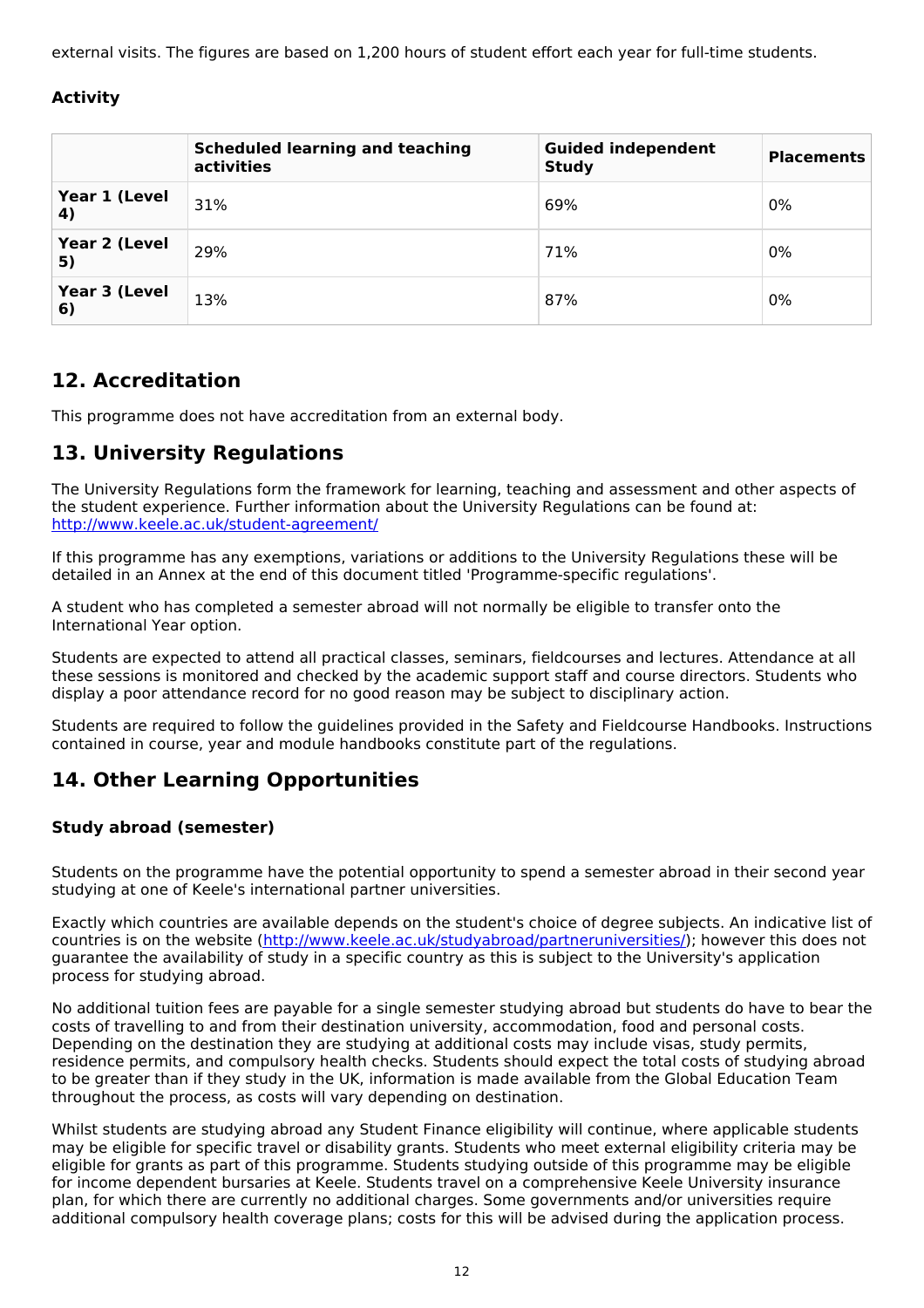external visits. The figures are based on 1,200 hours of student effort each year for full-time students.

**Activity**

| | Scheduled learning and teaching activities | Guided independent Study | Placements |
|---|---|---|---|
| **Year 1 (Level 4)** | 31% | 69% | 0% |
| **Year 2 (Level 5)** | 29% | 71% | 0% |
| **Year 3 (Level 6)** | 13% | 87% | 0% |

## 12. Accreditation

This programme does not have accreditation from an external body.

## 13. University Regulations

The University Regulations form the framework for learning, teaching and assessment and other aspects of the student experience. Further information about the University Regulations can be found at: [http://www.keele.ac.uk/student-agreement/](http://www.keele.ac.uk/student-agreement/)

If this programme has any exemptions, variations or additions to the University Regulations these will be detailed in an Annex at the end of this document titled 'Programme-specific regulations'.

A student who has completed a semester abroad will not normally be eligible to transfer onto the International Year option.

Students are expected to attend all practical classes, seminars, fieldcourses and lectures. Attendance at all these sessions is monitored and checked by the academic support staff and course directors. Students who display a poor attendance record for no good reason may be subject to disciplinary action.

Students are required to follow the guidelines provided in the Safety and Fieldcourse Handbooks. Instructions contained in course, year and module handbooks constitute part of the regulations.

## 14. Other Learning Opportunities

### Study abroad (semester)

Students on the programme have the potential opportunity to spend a semester abroad in their second year studying at one of Keele's international partner universities.

Exactly which countries are available depends on the student's choice of degree subjects. An indicative list of countries is on the website ([http://www.keele.ac.uk/studyabroad/partneruniversities/](http://www.keele.ac.uk/studyabroad/partneruniversities/)); however this does not guarantee the availability of study in a specific country as this is subject to the University's application process for studying abroad.

No additional tuition fees are payable for a single semester studying abroad but students do have to bear the costs of travelling to and from their destination university, accommodation, food and personal costs. Depending on the destination they are studying at additional costs may include visas, study permits, residence permits, and compulsory health checks. Students should expect the total costs of studying abroad to be greater than if they study in the UK, information is made available from the Global Education Team throughout the process, as costs will vary depending on destination.

Whilst students are studying abroad any Student Finance eligibility will continue, where applicable students may be eligible for specific travel or disability grants. Students who meet external eligibility criteria may be eligible for grants as part of this programme. Students studying outside of this programme may be eligible for income dependent bursaries at Keele. Students travel on a comprehensive Keele University insurance plan, for which there are currently no additional charges. Some governments and/or universities require additional compulsory health coverage plans; costs for this will be advised during the application process.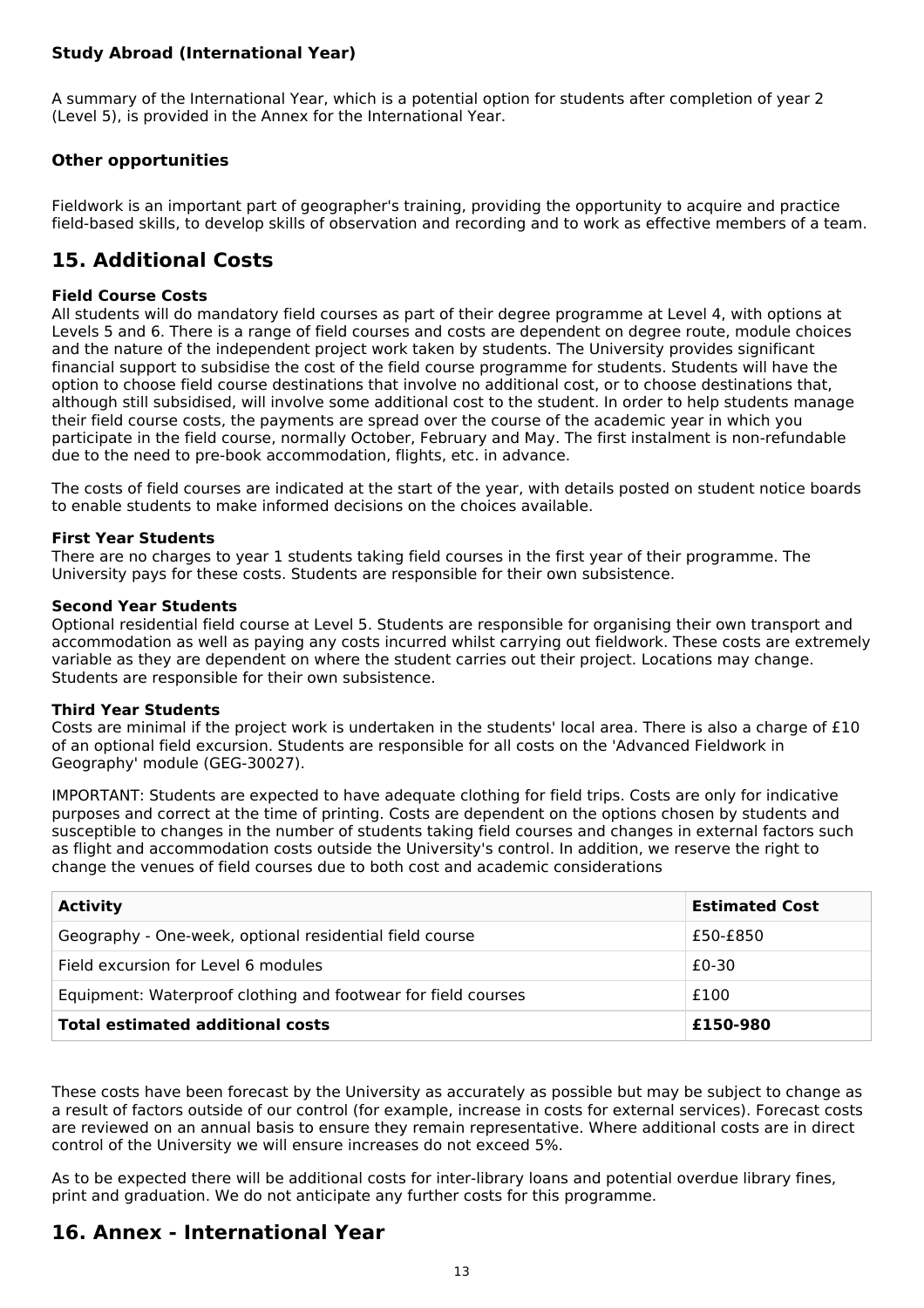### Study Abroad (International Year)

A summary of the International Year, which is a potential option for students after completion of year 2 (Level 5), is provided in the Annex for the International Year.

### Other opportunities

Fieldwork is an important part of geographer's training, providing the opportunity to acquire and practice field-based skills, to develop skills of observation and recording and to work as effective members of a team.

## 15. Additional Costs

**Field Course Costs**

All students will do mandatory field courses as part of their degree programme at Level 4, with options at Levels 5 and 6. There is a range of field courses and costs are dependent on degree route, module choices and the nature of the independent project work taken by students. The University provides significant financial support to subsidise the cost of the field course programme for students. Students will have the option to choose field course destinations that involve no additional cost, or to choose destinations that, although still subsidised, will involve some additional cost to the student. In order to help students manage their field course costs, the payments are spread over the course of the academic year in which you participate in the field course, normally October, February and May. The first instalment is non-refundable due to the need to pre-book accommodation, flights, etc. in advance.

The costs of field courses are indicated at the start of the year, with details posted on student notice boards to enable students to make informed decisions on the choices available.

**First Year Students**

There are no charges to year 1 students taking field courses in the first year of their programme. The University pays for these costs. Students are responsible for their own subsistence.

**Second Year Students**

Optional residential field course at Level 5. Students are responsible for organising their own transport and accommodation as well as paying any costs incurred whilst carrying out fieldwork. These costs are extremely variable as they are dependent on where the student carries out their project. Locations may change. Students are responsible for their own subsistence.

**Third Year Students**

Costs are minimal if the project work is undertaken in the students' local area. There is also a charge of £10 of an optional field excursion. Students are responsible for all costs on the 'Advanced Fieldwork in Geography' module (GEG-30027).

IMPORTANT: Students are expected to have adequate clothing for field trips. Costs are only for indicative purposes and correct at the time of printing. Costs are dependent on the options chosen by students and susceptible to changes in the number of students taking field courses and changes in external factors such as flight and accommodation costs outside the University's control. In addition, we reserve the right to change the venues of field courses due to both cost and academic considerations

| Activity | Estimated Cost |
|---|---|
| Geography - One-week, optional residential field course | £50-£850 |
| Field excursion for Level 6 modules | £0-30 |
| Equipment: Waterproof clothing and footwear for field courses | £100 |
| **Total estimated additional costs** | **£150-980** |

These costs have been forecast by the University as accurately as possible but may be subject to change as a result of factors outside of our control (for example, increase in costs for external services). Forecast costs are reviewed on an annual basis to ensure they remain representative. Where additional costs are in direct control of the University we will ensure increases do not exceed 5%.

As to be expected there will be additional costs for inter-library loans and potential overdue library fines, print and graduation. We do not anticipate any further costs for this programme.

## 16. Annex - International Year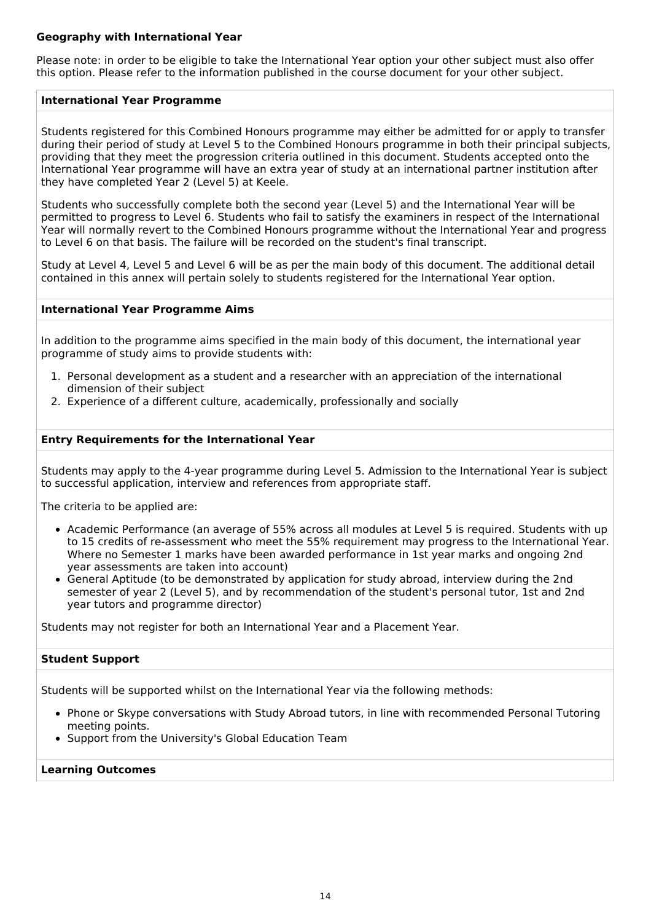### Geography with International Year

Please note: in order to be eligible to take the International Year option your other subject must also offer this option. Please refer to the information published in the course document for your other subject.

#### International Year Programme

Students registered for this Combined Honours programme may either be admitted for or apply to transfer during their period of study at Level 5 to the Combined Honours programme in both their principal subjects, providing that they meet the progression criteria outlined in this document. Students accepted onto the International Year programme will have an extra year of study at an international partner institution after they have completed Year 2 (Level 5) at Keele.

Students who successfully complete both the second year (Level 5) and the International Year will be permitted to progress to Level 6. Students who fail to satisfy the examiners in respect of the International Year will normally revert to the Combined Honours programme without the International Year and progress to Level 6 on that basis. The failure will be recorded on the student's final transcript.

Study at Level 4, Level 5 and Level 6 will be as per the main body of this document. The additional detail contained in this annex will pertain solely to students registered for the International Year option.

#### International Year Programme Aims

In addition to the programme aims specified in the main body of this document, the international year programme of study aims to provide students with:

1. Personal development as a student and a researcher with an appreciation of the international dimension of their subject
2. Experience of a different culture, academically, professionally and socially

#### Entry Requirements for the International Year

Students may apply to the 4-year programme during Level 5. Admission to the International Year is subject to successful application, interview and references from appropriate staff.

The criteria to be applied are:

- Academic Performance (an average of 55% across all modules at Level 5 is required. Students with up to 15 credits of re-assessment who meet the 55% requirement may progress to the International Year. Where no Semester 1 marks have been awarded performance in 1st year marks and ongoing 2nd year assessments are taken into account)
- General Aptitude (to be demonstrated by application for study abroad, interview during the 2nd semester of year 2 (Level 5), and by recommendation of the student's personal tutor, 1st and 2nd year tutors and programme director)

Students may not register for both an International Year and a Placement Year.

#### Student Support

Students will be supported whilst on the International Year via the following methods:

- Phone or Skype conversations with Study Abroad tutors, in line with recommended Personal Tutoring meeting points.
- Support from the University's Global Education Team

#### Learning Outcomes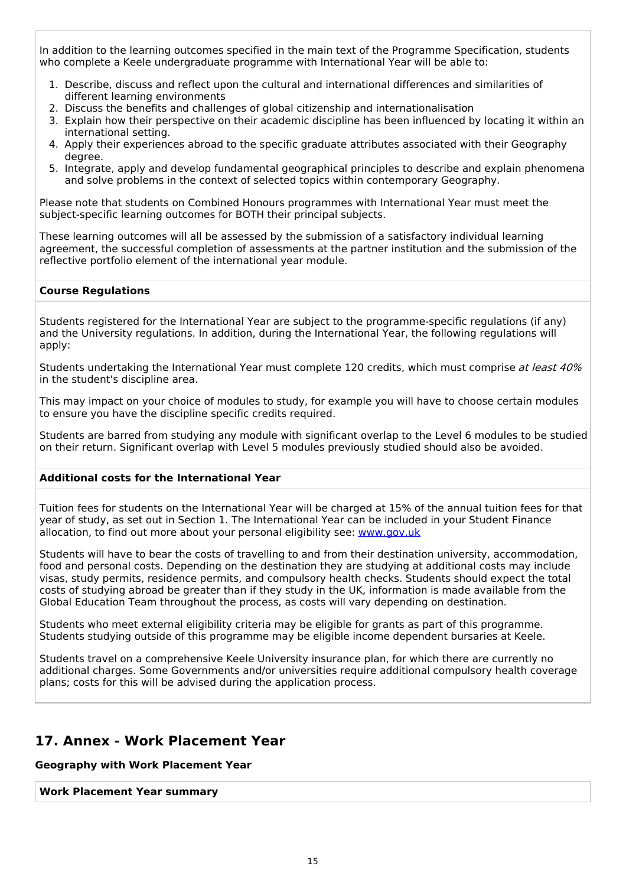In addition to the learning outcomes specified in the main text of the Programme Specification, students who complete a Keele undergraduate programme with International Year will be able to:

1. Describe, discuss and reflect upon the cultural and international differences and similarities of different learning environments
2. Discuss the benefits and challenges of global citizenship and internationalisation
3. Explain how their perspective on their academic discipline has been influenced by locating it within an international setting.
4. Apply their experiences abroad to the specific graduate attributes associated with their Geography degree.
5. Integrate, apply and develop fundamental geographical principles to describe and explain phenomena and solve problems in the context of selected topics within contemporary Geography.

Please note that students on Combined Honours programmes with International Year must meet the subject-specific learning outcomes for BOTH their principal subjects.

These learning outcomes will all be assessed by the submission of a satisfactory individual learning agreement, the successful completion of assessments at the partner institution and the submission of the reflective portfolio element of the international year module.

**Course Regulations**

Students registered for the International Year are subject to the programme-specific regulations (if any) and the University regulations. In addition, during the International Year, the following regulations will apply:

Students undertaking the International Year must complete 120 credits, which must comprise *at least 40%* in the student's discipline area.

This may impact on your choice of modules to study, for example you will have to choose certain modules to ensure you have the discipline specific credits required.

Students are barred from studying any module with significant overlap to the Level 6 modules to be studied on their return. Significant overlap with Level 5 modules previously studied should also be avoided.

**Additional costs for the International Year**

Tuition fees for students on the International Year will be charged at 15% of the annual tuition fees for that year of study, as set out in Section 1. The International Year can be included in your Student Finance allocation, to find out more about your personal eligibility see: [www.gov.uk](www.gov.uk)

Students will have to bear the costs of travelling to and from their destination university, accommodation, food and personal costs. Depending on the destination they are studying at additional costs may include visas, study permits, residence permits, and compulsory health checks. Students should expect the total costs of studying abroad be greater than if they study in the UK, information is made available from the Global Education Team throughout the process, as costs will vary depending on destination.

Students who meet external eligibility criteria may be eligible for grants as part of this programme. Students studying outside of this programme may be eligible income dependent bursaries at Keele.

Students travel on a comprehensive Keele University insurance plan, for which there are currently no additional charges. Some Governments and/or universities require additional compulsory health coverage plans; costs for this will be advised during the application process.

## 17. Annex - Work Placement Year

**Geography with Work Placement Year**

**Work Placement Year summary**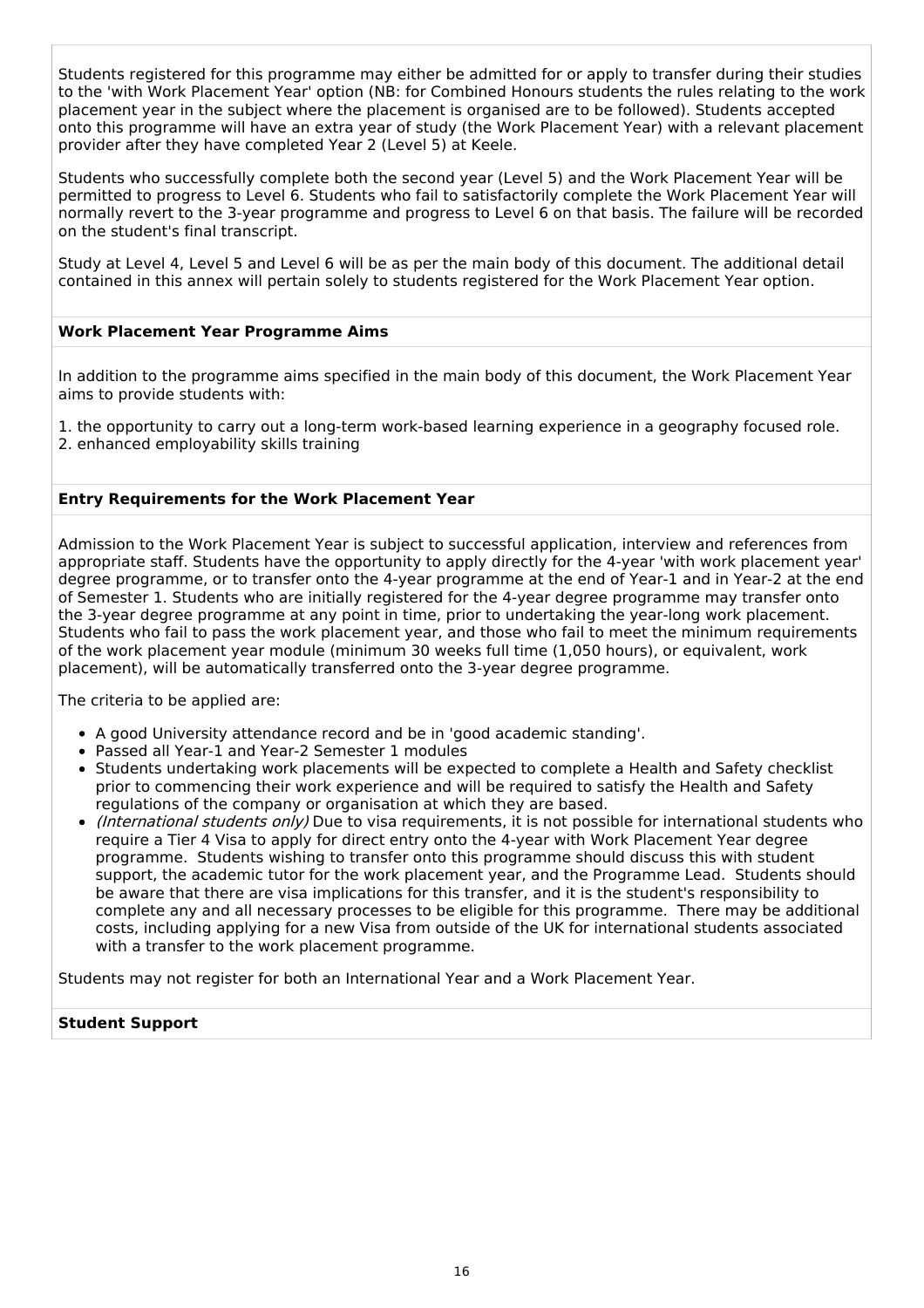Students registered for this programme may either be admitted for or apply to transfer during their studies to the 'with Work Placement Year' option (NB: for Combined Honours students the rules relating to the work placement year in the subject where the placement is organised are to be followed). Students accepted onto this programme will have an extra year of study (the Work Placement Year) with a relevant placement provider after they have completed Year 2 (Level 5) at Keele.

Students who successfully complete both the second year (Level 5) and the Work Placement Year will be permitted to progress to Level 6. Students who fail to satisfactorily complete the Work Placement Year will normally revert to the 3-year programme and progress to Level 6 on that basis. The failure will be recorded on the student's final transcript.

Study at Level 4, Level 5 and Level 6 will be as per the main body of this document. The additional detail contained in this annex will pertain solely to students registered for the Work Placement Year option.

**Work Placement Year Programme Aims**

In addition to the programme aims specified in the main body of this document, the Work Placement Year aims to provide students with:

1. the opportunity to carry out a long-term work-based learning experience in a geography focused role.
2. enhanced employability skills training

**Entry Requirements for the Work Placement Year**

Admission to the Work Placement Year is subject to successful application, interview and references from appropriate staff. Students have the opportunity to apply directly for the 4-year 'with work placement year' degree programme, or to transfer onto the 4-year programme at the end of Year-1 and in Year-2 at the end of Semester 1. Students who are initially registered for the 4-year degree programme may transfer onto the 3-year degree programme at any point in time, prior to undertaking the year-long work placement. Students who fail to pass the work placement year, and those who fail to meet the minimum requirements of the work placement year module (minimum 30 weeks full time (1,050 hours), or equivalent, work placement), will be automatically transferred onto the 3-year degree programme.

The criteria to be applied are:

- A good University attendance record and be in 'good academic standing'.
- Passed all Year-1 and Year-2 Semester 1 modules
- Students undertaking work placements will be expected to complete a Health and Safety checklist prior to commencing their work experience and will be required to satisfy the Health and Safety regulations of the company or organisation at which they are based.
- *(International students only)* Due to visa requirements, it is not possible for international students who require a Tier 4 Visa to apply for direct entry onto the 4-year with Work Placement Year degree programme. Students wishing to transfer onto this programme should discuss this with student support, the academic tutor for the work placement year, and the Programme Lead. Students should be aware that there are visa implications for this transfer, and it is the student's responsibility to complete any and all necessary processes to be eligible for this programme. There may be additional costs, including applying for a new Visa from outside of the UK for international students associated with a transfer to the work placement programme.

Students may not register for both an International Year and a Work Placement Year.

**Student Support**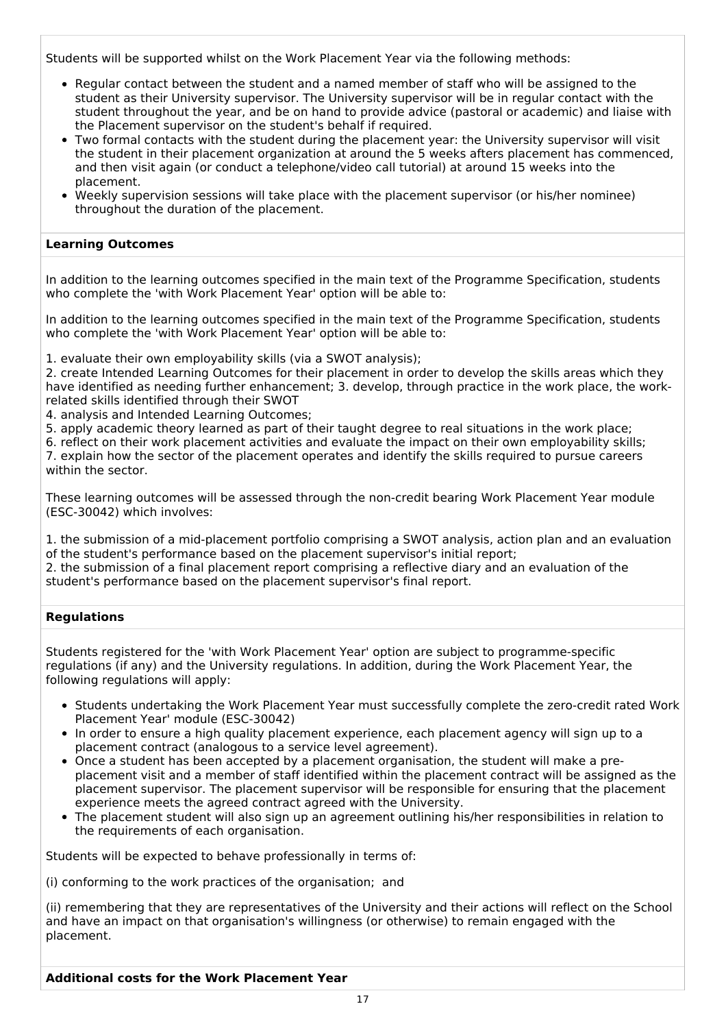Students will be supported whilst on the Work Placement Year via the following methods:

- Regular contact between the student and a named member of staff who will be assigned to the student as their University supervisor. The University supervisor will be in regular contact with the student throughout the year, and be on hand to provide advice (pastoral or academic) and liaise with the Placement supervisor on the student's behalf if required.
- Two formal contacts with the student during the placement year: the University supervisor will visit the student in their placement organization at around the 5 weeks afters placement has commenced, and then visit again (or conduct a telephone/video call tutorial) at around 15 weeks into the placement.
- Weekly supervision sessions will take place with the placement supervisor (or his/her nominee) throughout the duration of the placement.

**Learning Outcomes**

In addition to the learning outcomes specified in the main text of the Programme Specification, students who complete the 'with Work Placement Year' option will be able to:

In addition to the learning outcomes specified in the main text of the Programme Specification, students who complete the 'with Work Placement Year' option will be able to:

1. evaluate their own employability skills (via a SWOT analysis);
2. create Intended Learning Outcomes for their placement in order to develop the skills areas which they have identified as needing further enhancement; 3. develop, through practice in the work place, the work-related skills identified through their SWOT
4. analysis and Intended Learning Outcomes;
5. apply academic theory learned as part of their taught degree to real situations in the work place;
6. reflect on their work placement activities and evaluate the impact on their own employability skills;
7. explain how the sector of the placement operates and identify the skills required to pursue careers within the sector.

These learning outcomes will be assessed through the non-credit bearing Work Placement Year module (ESC-30042) which involves:

1. the submission of a mid-placement portfolio comprising a SWOT analysis, action plan and an evaluation of the student's performance based on the placement supervisor's initial report;
2. the submission of a final placement report comprising a reflective diary and an evaluation of the student's performance based on the placement supervisor's final report.

**Regulations**

Students registered for the 'with Work Placement Year' option are subject to programme-specific regulations (if any) and the University regulations. In addition, during the Work Placement Year, the following regulations will apply:

- Students undertaking the Work Placement Year must successfully complete the zero-credit rated Work Placement Year' module (ESC-30042)
- In order to ensure a high quality placement experience, each placement agency will sign up to a placement contract (analogous to a service level agreement).
- Once a student has been accepted by a placement organisation, the student will make a pre-placement visit and a member of staff identified within the placement contract will be assigned as the placement supervisor. The placement supervisor will be responsible for ensuring that the placement experience meets the agreed contract agreed with the University.
- The placement student will also sign up an agreement outlining his/her responsibilities in relation to the requirements of each organisation.

Students will be expected to behave professionally in terms of:

(i) conforming to the work practices of the organisation; and

(ii) remembering that they are representatives of the University and their actions will reflect on the School and have an impact on that organisation's willingness (or otherwise) to remain engaged with the placement.

**Additional costs for the Work Placement Year**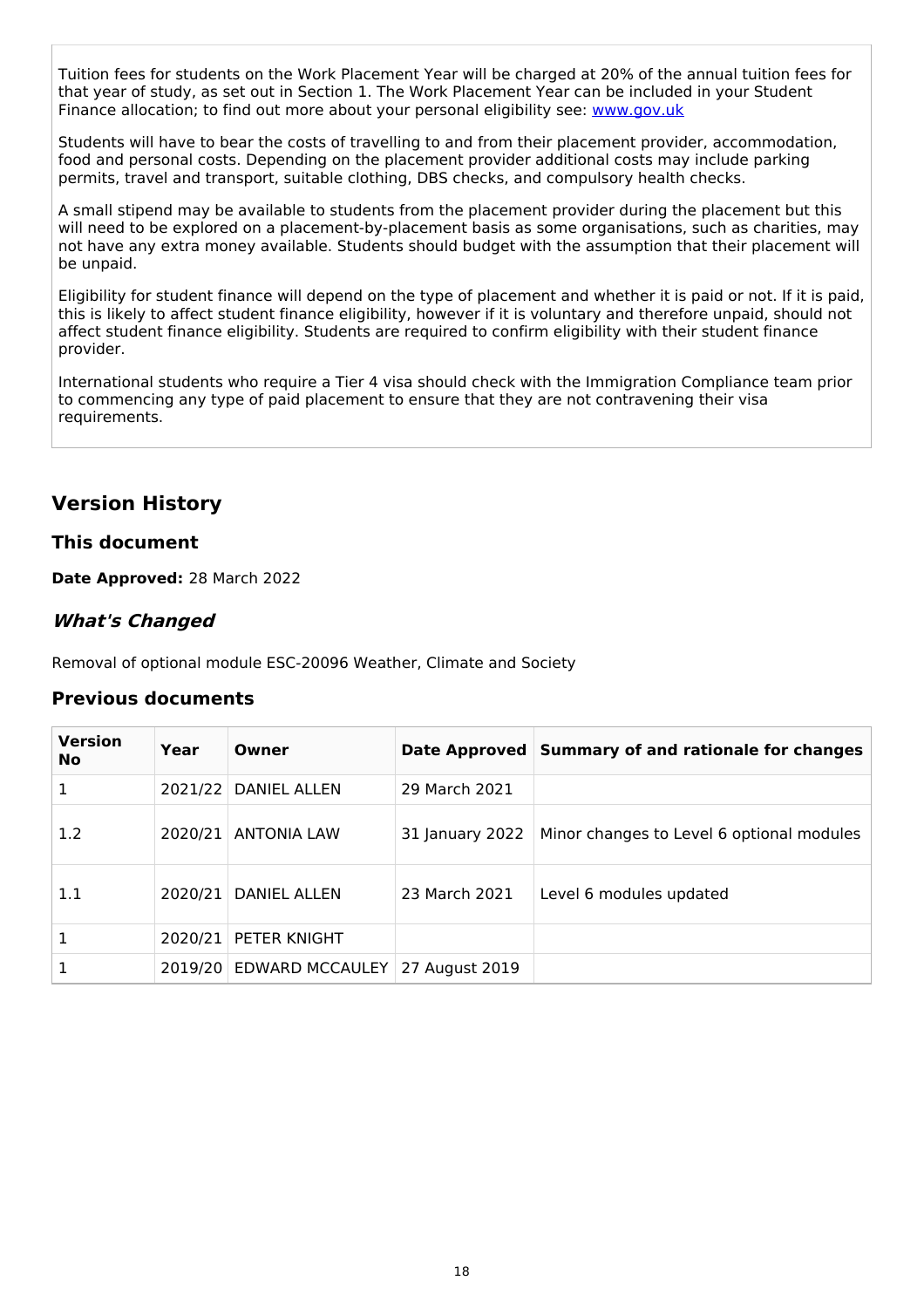Tuition fees for students on the Work Placement Year will be charged at 20% of the annual tuition fees for that year of study, as set out in Section 1. The Work Placement Year can be included in your Student Finance allocation; to find out more about your personal eligibility see: [www.gov.uk](www.gov.uk)

Students will have to bear the costs of travelling to and from their placement provider, accommodation, food and personal costs. Depending on the placement provider additional costs may include parking permits, travel and transport, suitable clothing, DBS checks, and compulsory health checks.

A small stipend may be available to students from the placement provider during the placement but this will need to be explored on a placement-by-placement basis as some organisations, such as charities, may not have any extra money available. Students should budget with the assumption that their placement will be unpaid.

Eligibility for student finance will depend on the type of placement and whether it is paid or not. If it is paid, this is likely to affect student finance eligibility, however if it is voluntary and therefore unpaid, should not affect student finance eligibility. Students are required to confirm eligibility with their student finance provider.

International students who require a Tier 4 visa should check with the Immigration Compliance team prior to commencing any type of paid placement to ensure that they are not contravening their visa requirements.

## Version History

### This document

**Date Approved:** 28 March 2022

### *What's Changed*

Removal of optional module ESC-20096 Weather, Climate and Society

### Previous documents

| Version No | Year | Owner | Date Approved | Summary of and rationale for changes |
|---|---|---|---|---|
| 1 | 2021/22 | DANIEL ALLEN | 29 March 2021 | |
| 1.2 | 2020/21 | ANTONIA LAW | 31 January 2022 | Minor changes to Level 6 optional modules |
| 1.1 | 2020/21 | DANIEL ALLEN | 23 March 2021 | Level 6 modules updated |
| 1 | 2020/21 | PETER KNIGHT | | |
| 1 | 2019/20 | EDWARD MCCAULEY | 27 August 2019 | |